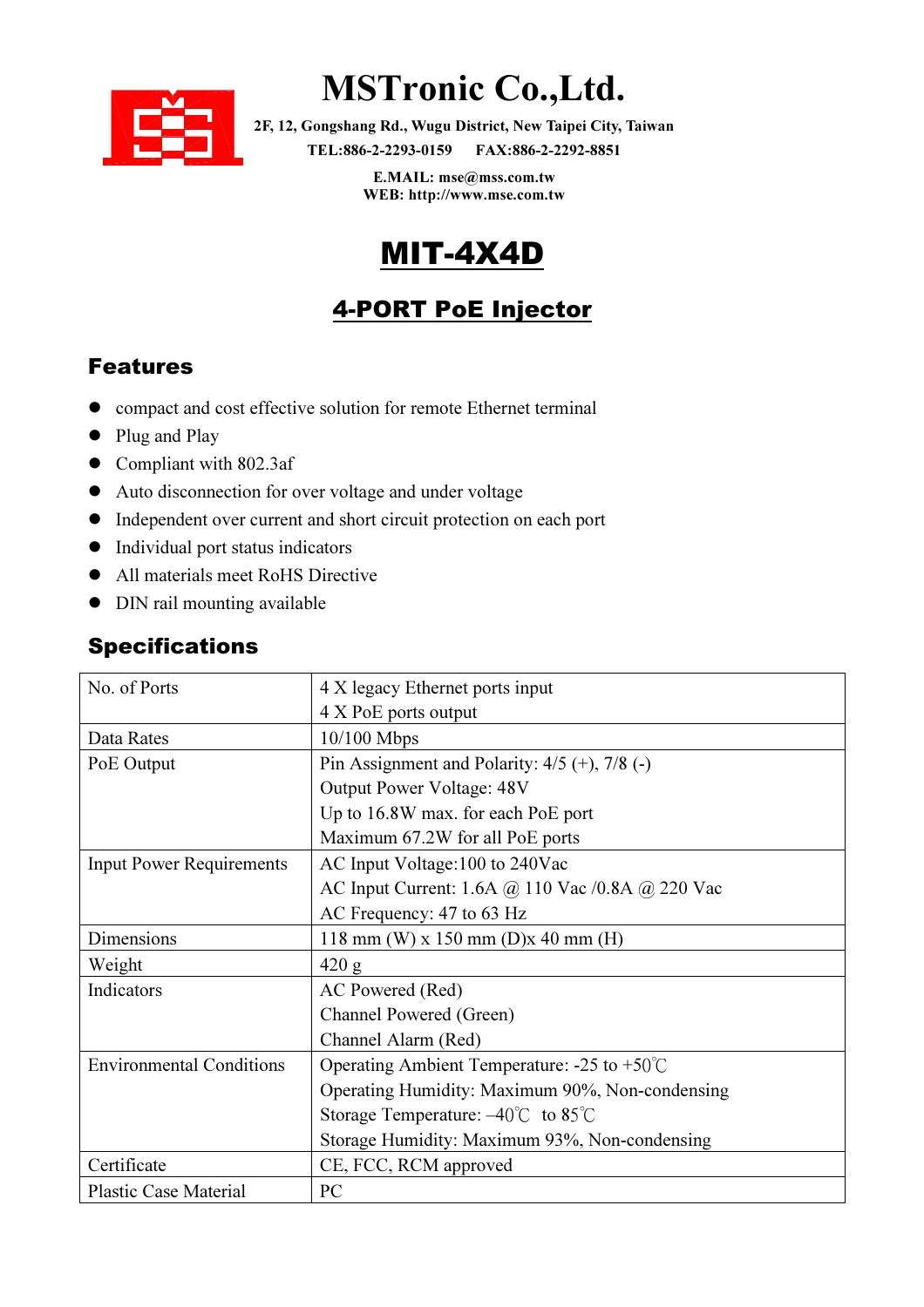# MSTronic Co.,Ltd.

**2F, 12, Gongshang Rd., Wugu District, New Taipei City, Taiwan**
**TEL:886-2-2293-0159 FAX:886-2-2292-8851**

**E.MAIL: mse@mss.com.tw**
**WEB: http://www.mse.com.tw**

# MIT-4X4D

## 4-PORT PoE Injector

## Features

- compact and cost effective solution for remote Ethernet terminal
- Plug and Play
- Compliant with 802.3af
- Auto disconnection for over voltage and under voltage
- Independent over current and short circuit protection on each port
- Individual port status indicators
- All materials meet RoHS Directive
- DIN rail mounting available

## Specifications

| | |
|---|---|
| No. of Ports | 4 X legacy Ethernet ports input<br>4 X PoE ports output |
| Data Rates | 10/100 Mbps |
| PoE Output | Pin Assignment and Polarity: 4/5 (+), 7/8 (-)<br>Output Power Voltage: 48V<br>Up to 16.8W max. for each PoE port<br>Maximum 67.2W for all PoE ports |
| Input Power Requirements | AC Input Voltage:100 to 240Vac<br>AC Input Current: 1.6A @ 110 Vac /0.8A @ 220 Vac<br>AC Frequency: 47 to 63 Hz |
| Dimensions | 118 mm (W) x 150 mm (D)x 40 mm (H) |
| Weight | 420 g |
| Indicators | AC Powered (Red)<br>Channel Powered (Green)<br>Channel Alarm (Red) |
| Environmental Conditions | Operating Ambient Temperature: -25 to +50℃<br>Operating Humidity: Maximum 90%, Non-condensing<br>Storage Temperature: –40℃ to 85℃<br>Storage Humidity: Maximum 93%, Non-condensing |
| Certificate | CE, FCC, RCM approved |
| Plastic Case Material | PC |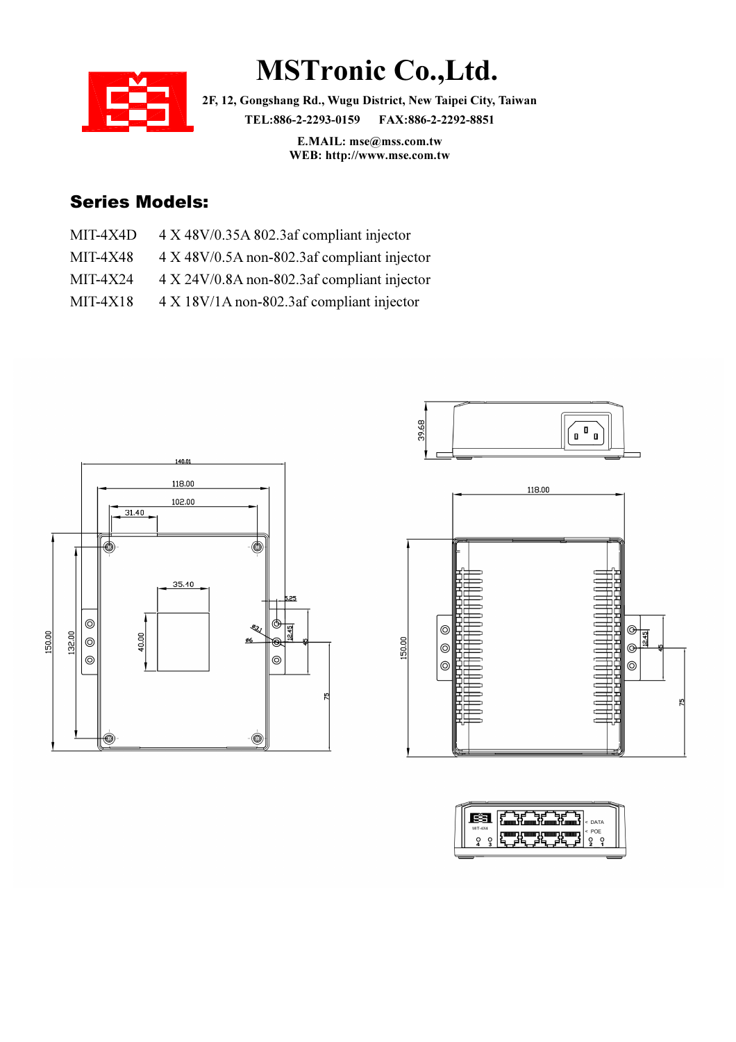# MSTronic Co.,Ltd.

**2F, 12, Gongshang Rd., Wugu District, New Taipei City, Taiwan**
**TEL:886-2-2293-0159 FAX:886-2-2292-8851**

**E.MAIL: mse@mss.com.tw**
**WEB: http://www.mse.com.tw**

## Series Models:

| | |
|---|---|
| MIT-4X4D | 4 X 48V/0.35A 802.3af compliant injector |
| MIT-4X48 | 4 X 48V/0.5A non-802.3af compliant injector |
| MIT-4X24 | 4 X 24V/0.8A non-802.3af compliant injector |
| MIT-4X18 | 4 X 18V/1A non-802.3af compliant injector |

140.01
118.00
102.00
31.40
35.40
40.00
150.00
132.00
5.25
Ø3.1
Ø6
12.45
45
75

39.68
118.00
150.00
12.45
45
75

MIT-4X4
DATA
POE
4 3 2 1